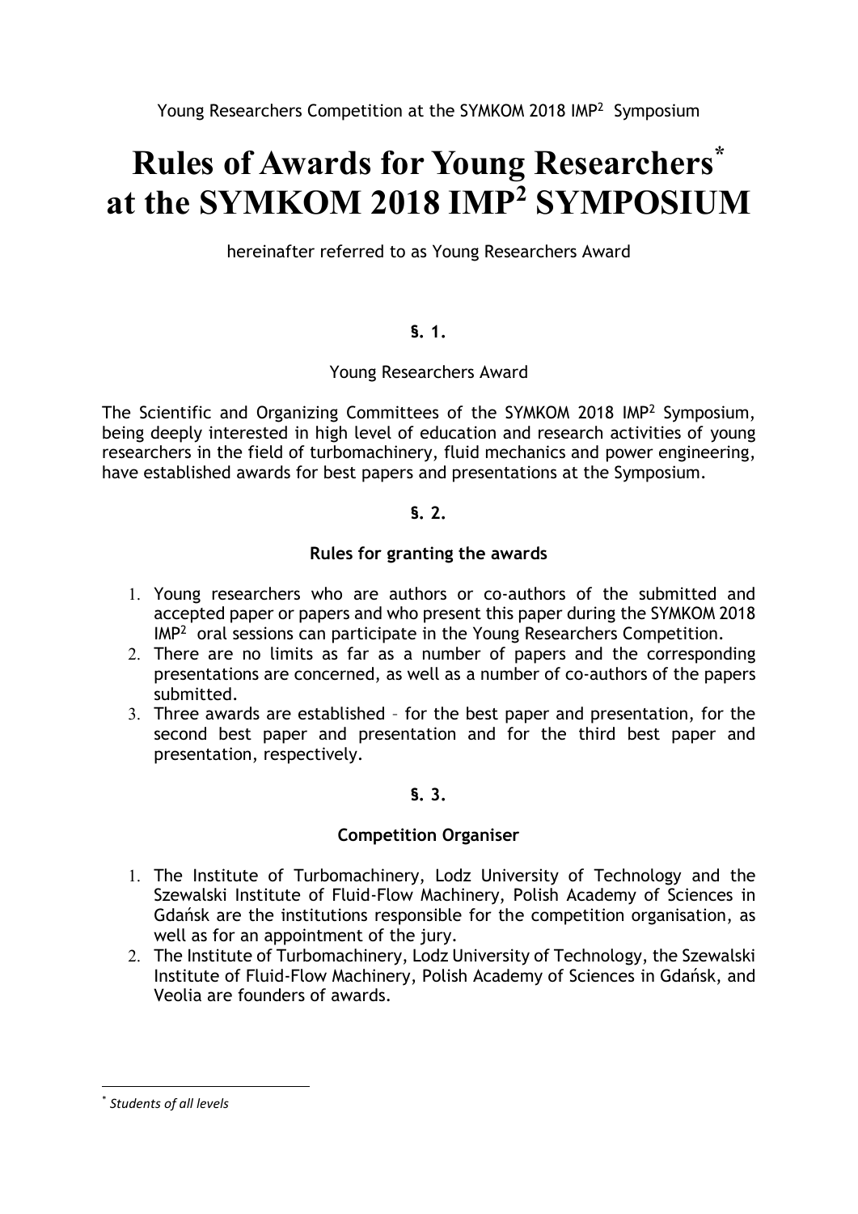Young Researchers Competition at the SYMKOM 2018 $IMP^2$ Symposium

# Rules of Awards for Young Researchers[*] at the SYMKOM 2018 $IMP^2$ SYMPOSIUM

hereinafter referred to as Young Researchers Award

## §. 1.

Young Researchers Award

The Scientific and Organizing Committees of the SYMKOM 2018 $IMP^2$ Symposium, being deeply interested in high level of education and research activities of young researchers in the field of turbomachinery, fluid mechanics and power engineering, have established awards for best papers and presentations at the Symposium.

## §. 2.

**Rules for granting the awards**

1. Young researchers who are authors or co-authors of the submitted and accepted paper or papers and who present this paper during the SYMKOM 2018 $IMP^2$ oral sessions can participate in the Young Researchers Competition.
2. There are no limits as far as a number of papers and the corresponding presentations are concerned, as well as a number of co-authors of the papers submitted.
3. Three awards are established – for the best paper and presentation, for the second best paper and presentation and for the third best paper and presentation, respectively.

## §. 3.

**Competition Organiser**

1. The Institute of Turbomachinery, Lodz University of Technology and the Szewalski Institute of Fluid-Flow Machinery, Polish Academy of Sciences in Gdańsk are the institutions responsible for the competition organisation, as well as for an appointment of the jury.
2. The Institute of Turbomachinery, Lodz University of Technology, the Szewalski Institute of Fluid-Flow Machinery, Polish Academy of Sciences in Gdańsk, and Veolia are founders of awards.

---

[*] *Students of all levels*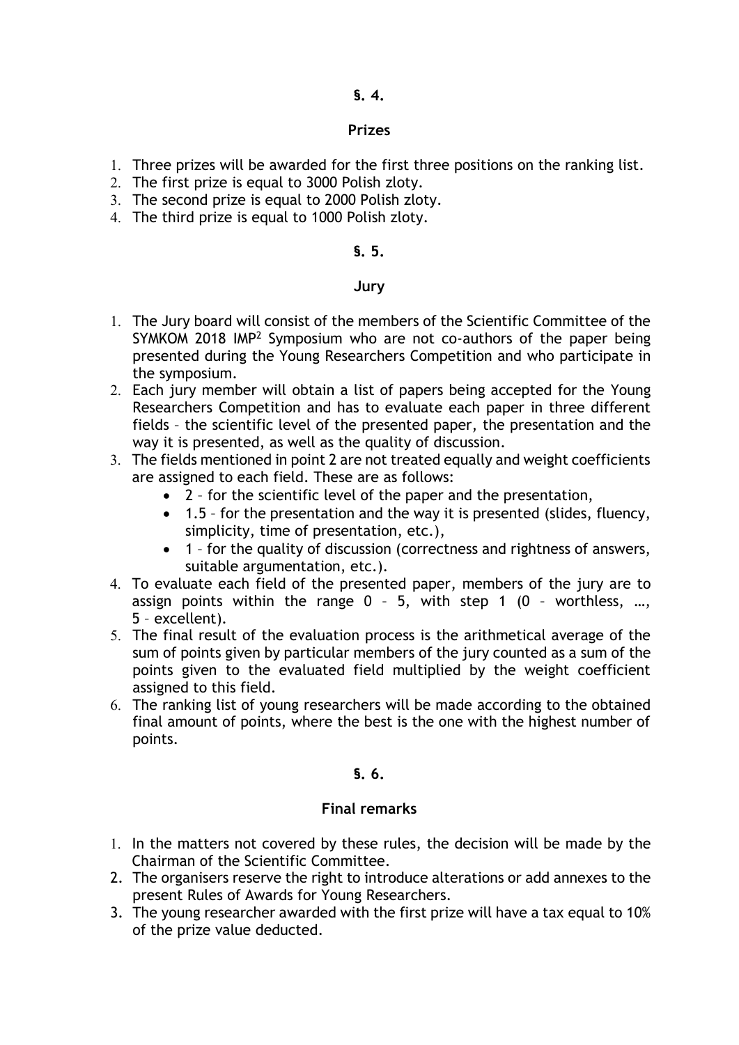## §. 4.

### Prizes

1. Three prizes will be awarded for the first three positions on the ranking list.
2. The first prize is equal to 3000 Polish zloty.
3. The second prize is equal to 2000 Polish zloty.
4. The third prize is equal to 1000 Polish zloty.

## §. 5.

### Jury

1. The Jury board will consist of the members of the Scientific Committee of the SYMKOM 2018 IMP[2] Symposium who are not co-authors of the paper being presented during the Young Researchers Competition and who participate in the symposium.
2. Each jury member will obtain a list of papers being accepted for the Young Researchers Competition and has to evaluate each paper in three different fields – the scientific level of the presented paper, the presentation and the way it is presented, as well as the quality of discussion.
3. The fields mentioned in point 2 are not treated equally and weight coefficients are assigned to each field. These are as follows:
   - 2 – for the scientific level of the paper and the presentation,
   - 1.5 – for the presentation and the way it is presented (slides, fluency, simplicity, time of presentation, etc.),
   - 1 – for the quality of discussion (correctness and rightness of answers, suitable argumentation, etc.).
4. To evaluate each field of the presented paper, members of the jury are to assign points within the range 0 – 5, with step 1 (0 – worthless, …, 5 – excellent).
5. The final result of the evaluation process is the arithmetical average of the sum of points given by particular members of the jury counted as a sum of the points given to the evaluated field multiplied by the weight coefficient assigned to this field.
6. The ranking list of young researchers will be made according to the obtained final amount of points, where the best is the one with the highest number of points.

## §. 6.

### Final remarks

1. In the matters not covered by these rules, the decision will be made by the Chairman of the Scientific Committee.
2. The organisers reserve the right to introduce alterations or add annexes to the present Rules of Awards for Young Researchers.
3. The young researcher awarded with the first prize will have a tax equal to 10% of the prize value deducted.